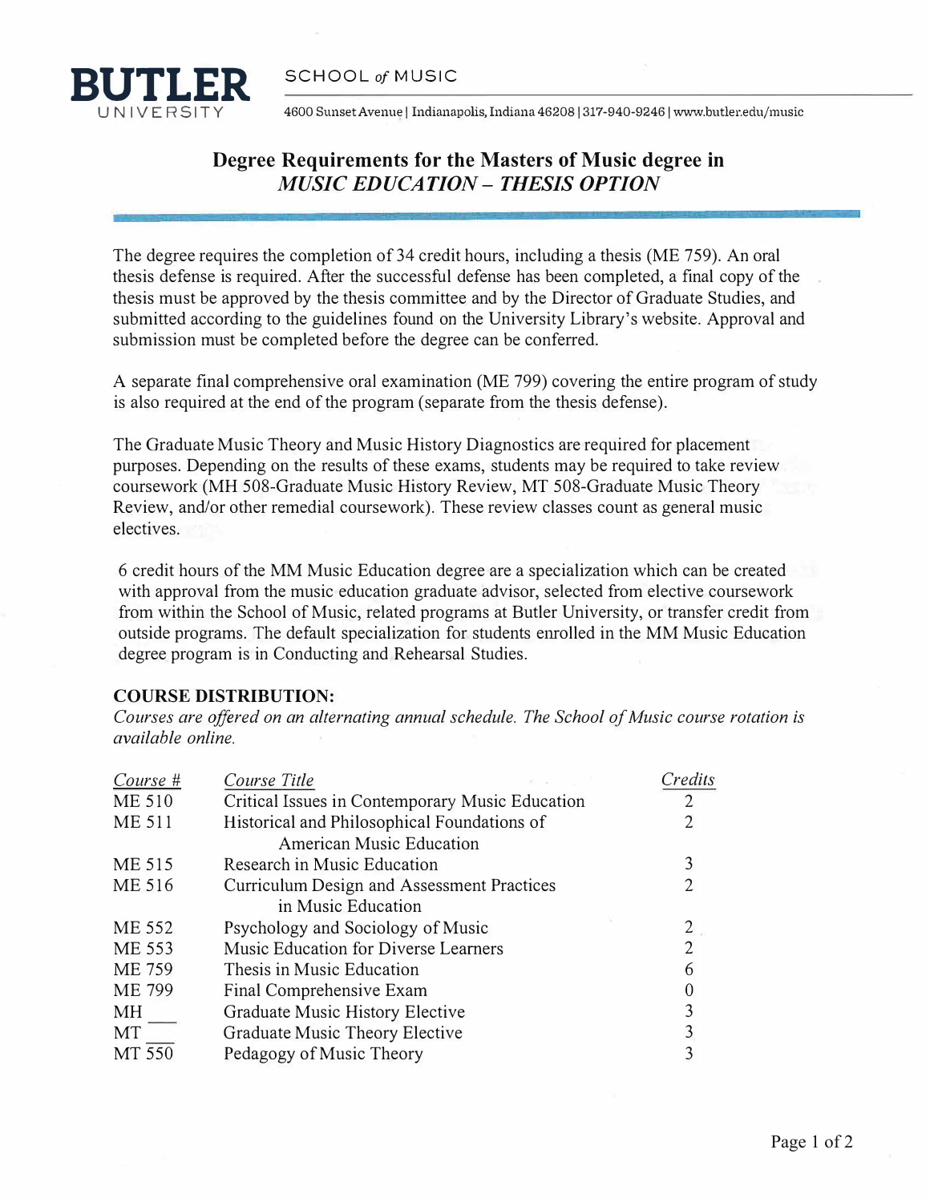**BUTLER** UNIVERSITY — SCHOOL *of* MUSIC

4600 Sunset Avenue | Indianapolis, Indiana 46208 | 317-940-9246 | www.butler.edu/music

# Degree Requirements for the Masters of Music degree in *MUSIC EDUCATION – THESIS OPTION*

The degree requires the completion of 34 credit hours, including a thesis (ME 759). An oral thesis defense is required. After the successful defense has been completed, a final copy of the thesis must be approved by the thesis committee and by the Director of Graduate Studies, and submitted according to the guidelines found on the University Library's website. Approval and submission must be completed before the degree can be conferred.

A separate final comprehensive oral examination (ME 799) covering the entire program of study is also required at the end of the program (separate from the thesis defense).

The Graduate Music Theory and Music History Diagnostics are required for placement purposes. Depending on the results of these exams, students may be required to take review coursework (MH 508-Graduate Music History Review, MT 508-Graduate Music Theory Review, and/or other remedial coursework). These review classes count as general music electives.

6 credit hours of the MM Music Education degree are a specialization which can be created with approval from the music education graduate advisor, selected from elective coursework from within the School of Music, related programs at Butler University, or transfer credit from outside programs. The default specialization for students enrolled in the MM Music Education degree program is in Conducting and Rehearsal Studies.

**COURSE DISTRIBUTION:**

*Courses are offered on an alternating annual schedule. The School of Music course rotation is available online.*

| Course # | Course Title | Credits |
|---|---|---|
| ME 510 | Critical Issues in Contemporary Music Education | 2 |
| ME 511 | Historical and Philosophical Foundations of American Music Education | 2 |
| ME 515 | Research in Music Education | 3 |
| ME 516 | Curriculum Design and Assessment Practices in Music Education | 2 |
| ME 552 | Psychology and Sociology of Music | 2 |
| ME 553 | Music Education for Diverse Learners | 2 |
| ME 759 | Thesis in Music Education | 6 |
| ME 799 | Final Comprehensive Exam | 0 |
| MH ___ | Graduate Music History Elective | 3 |
| MT ___ | Graduate Music Theory Elective | 3 |
| MT 550 | Pedagogy of Music Theory | 3 |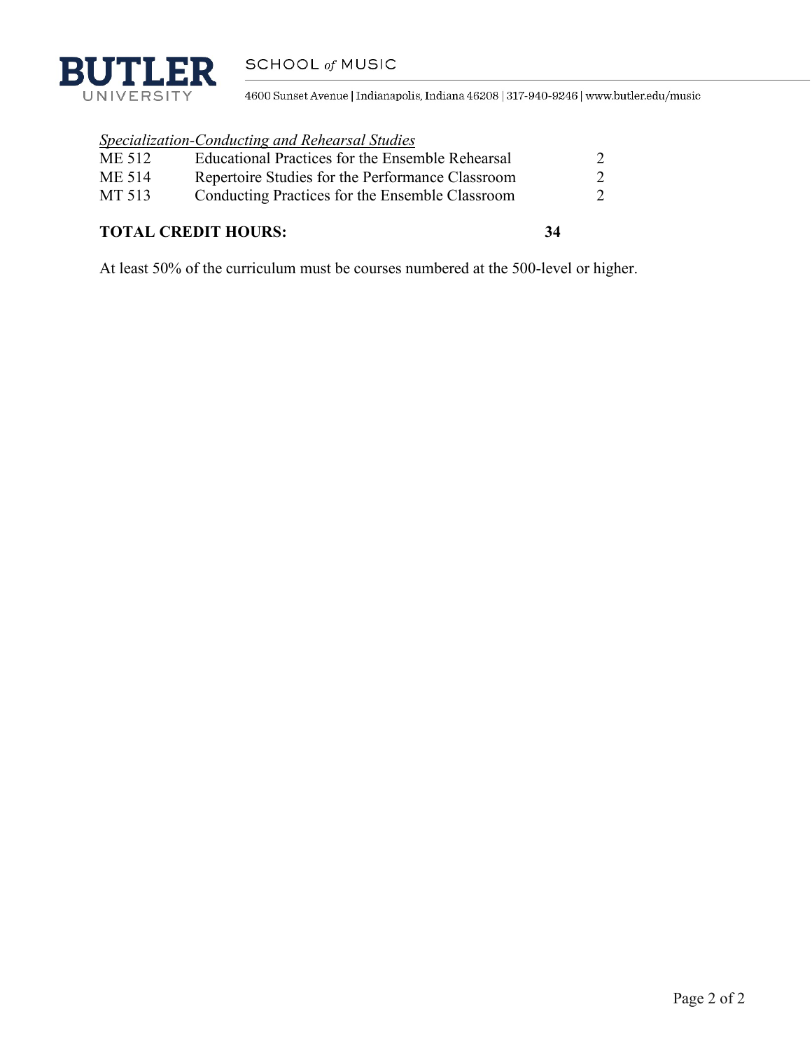*Specialization-Conducting and Rehearsal Studies*

| | | |
|---|---|---|
| ME 512 | Educational Practices for the Ensemble Rehearsal | 2 |
| ME 514 | Repertoire Studies for the Performance Classroom | 2 |
| MT 513 | Conducting Practices for the Ensemble Classroom | 2 |

**TOTAL CREDIT HOURS: 34**

At least 50% of the curriculum must be courses numbered at the 500-level or higher.